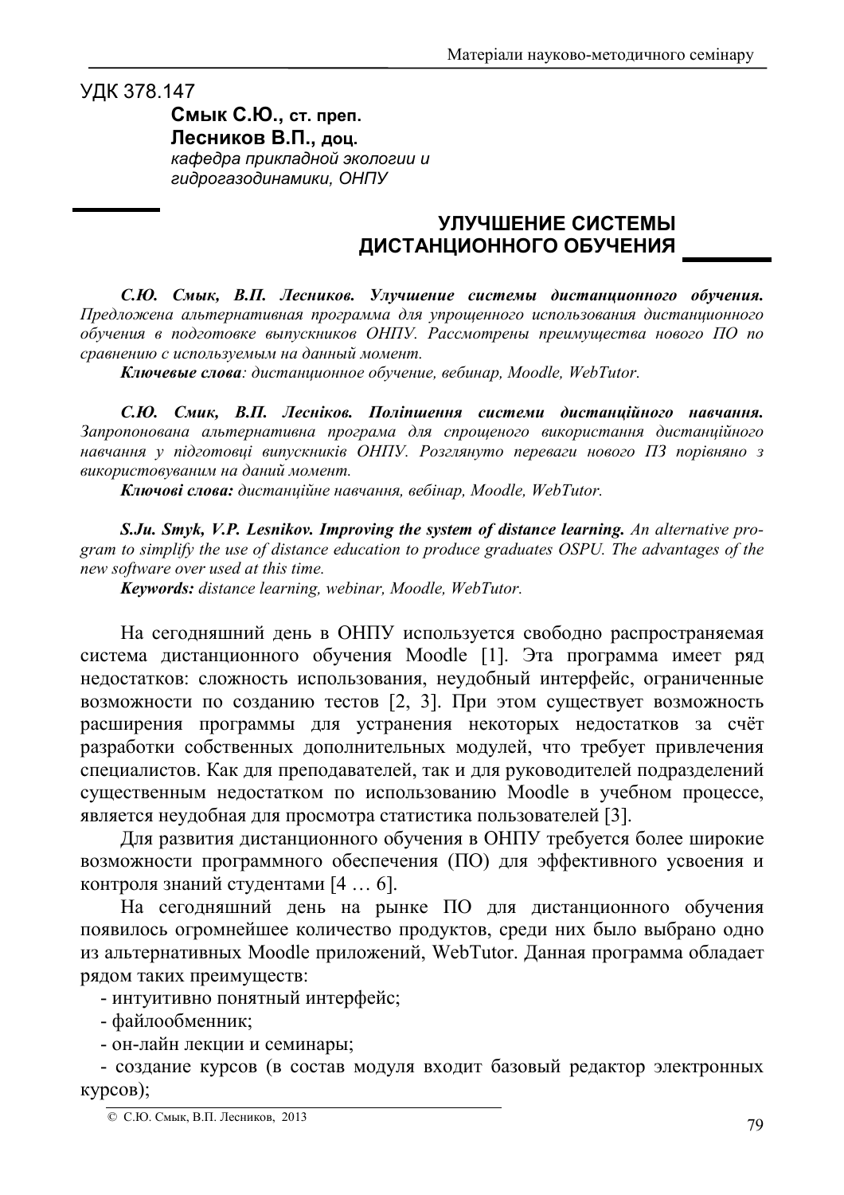УДК 378.147

**Смык С.Ю., ст. преп.**
**Лесников В.П., доц.**
*кафедра прикладной экологии и гидрогазодинамики, ОНПУ*

# УЛУЧШЕНИЕ СИСТЕМЫ ДИСТАНЦИОННОГО ОБУЧЕНИЯ

***С.Ю. Смык, В.П. Лесников. Улучшение системы дистанционного обучения.*** *Предложена альтернативная программа для упрощенного использования дистанционного обучения в подготовке выпускников ОНПУ. Рассмотрены преимущества нового ПО по сравнению с используемым на данный момент.*

***Ключевые слова****: дистанционное обучение, вебинар, Moodle, WebTutor.*

***С.Ю. Смик, В.П. Лесніков. Поліпшення системи дистанційного навчання.*** *Запропонована альтернативна програма для спрощеного використання дистанційного навчання у підготовці випускників ОНПУ. Розглянуто переваги нового ПЗ порівняно з використовуваним на даний момент.*

***Ключові слова:*** *дистанційне навчання, вебінар, Moodle, WebTutor.*

***S.Ju. Smyk, V.P. Lesnikov. Improving the system of distance learning.*** *An alternative program to simplify the use of distance education to produce graduates OSPU. The advantages of the new software over used at this time.*

***Keywords:*** *distance learning, webinar, Moodle, WebTutor.*

На сегодняшний день в ОНПУ используется свободно распространяемая система дистанционного обучения Moodle [1]. Эта программа имеет ряд недостатков: сложность использования, неудобный интерфейс, ограниченные возможности по созданию тестов [2, 3]. При этом существует возможность расширения программы для устранения некоторых недостатков за счёт разработки собственных дополнительных модулей, что требует привлечения специалистов. Как для преподавателей, так и для руководителей подразделений существенным недостатком по использованию Moodle в учебном процессе, является неудобная для просмотра статистика пользователей [3].

Для развития дистанционного обучения в ОНПУ требуется более широкие возможности программного обеспечения (ПО) для эффективного усвоения и контроля знаний студентами [4 … 6].

На сегодняшний день на рынке ПО для дистанционного обучения появилось огромнейшее количество продуктов, среди них было выбрано одно из альтернативных Moodle приложений, WebTutor. Данная программа обладает рядом таких преимуществ:

- интуитивно понятный интерфейс;
- файлообменник;
- он-лайн лекции и семинары;
- создание курсов (в состав модуля входит базовый редактор электронных курсов);

© С.Ю. Смык, В.П. Лесников, 2013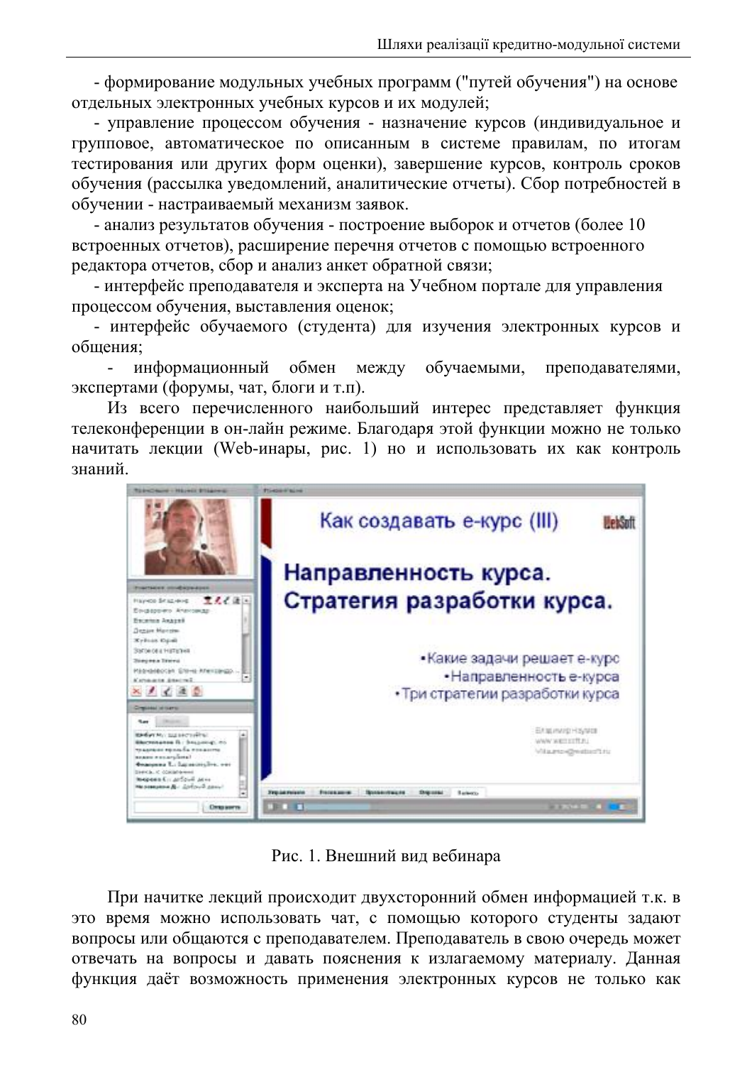- формирование модульных учебных программ ("путей обучения") на основе отдельных электронных учебных курсов и их модулей;

- управление процессом обучения - назначение курсов (индивидуальное и групповое, автоматическое по описанным в системе правилам, по итогам тестирования или других форм оценки), завершение курсов, контроль сроков обучения (рассылка уведомлений, аналитические отчеты). Сбор потребностей в обучении - настраиваемый механизм заявок.

- анализ результатов обучения - построение выборок и отчетов (более 10 встроенных отчетов), расширение перечня отчетов с помощью встроенного редактора отчетов, сбор и анализ анкет обратной связи;

- интерфейс преподавателя и эксперта на Учебном портале для управления процессом обучения, выставления оценок;

- интерфейс обучаемого (студента) для изучения электронных курсов и общения;

- информационный обмен между обучаемыми, преподавателями, экспертами (форумы, чат, блоги и т.п).

Из всего перечисленного наибольший интерес представляет функция телеконференции в он-лайн режиме. Благодаря этой функции можно не только начитать лекции (Web-инары, рис. 1) но и использовать их как контроль знаний.

Рис. 1. Внешний вид вебинара

При начитке лекций происходит двухсторонний обмен информацией т.к. в это время можно использовать чат, с помощью которого студенты задают вопросы или общаются с преподавателем. Преподаватель в свою очередь может отвечать на вопросы и давать пояснения к излагаемому материалу. Данная функция даёт возможность применения электронных курсов не только как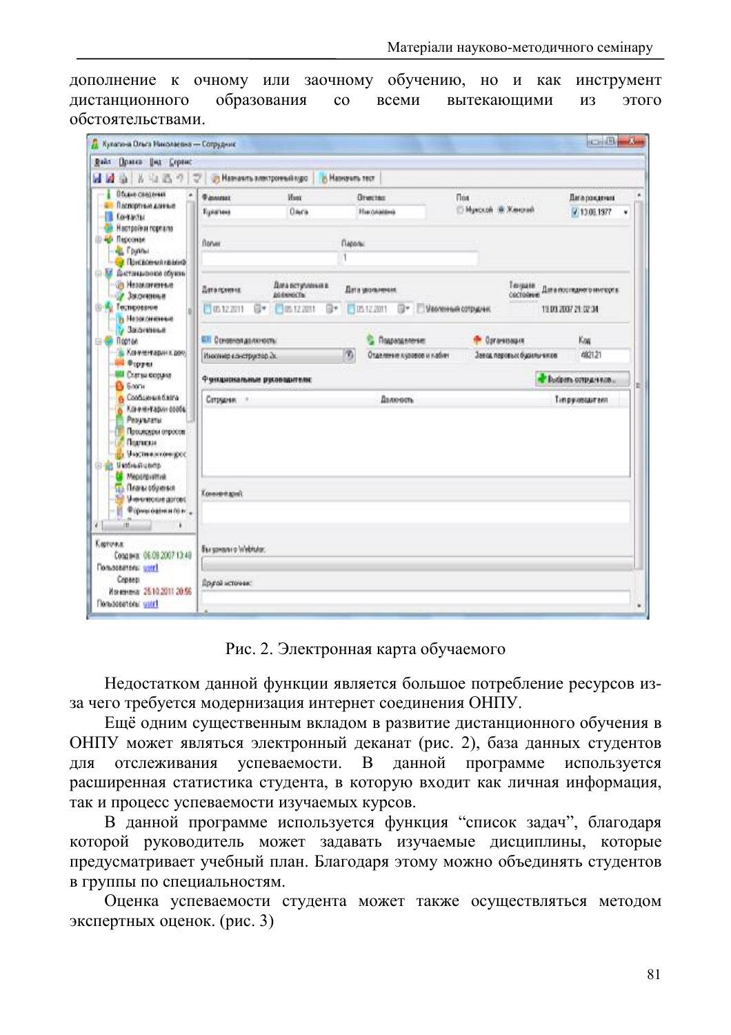дополнение к очному или заочному обучению, но и как инструмент дистанционного образования со всеми вытекающими из этого обстоятельствами.

Рис. 2. Электронная карта обучаемого

Недостатком данной функции является большое потребление ресурсов из-за чего требуется модернизация интернет соединения ОНПУ.

Ещё одним существенным вкладом в развитие дистанционного обучения в ОНПУ может являться электронный деканат (рис. 2), база данных студентов для отслеживания успеваемости. В данной программе используется расширенная статистика студента, в которую входит как личная информация, так и процесс успеваемости изучаемых курсов.

В данной программе используется функция "список задач", благодаря которой руководитель может задавать изучаемые дисциплины, которые предусматривает учебный план. Благодаря этому можно объединять студентов в группы по специальностям.

Оценка успеваемости студента может также осуществляться методом экспертных оценок. (рис. 3)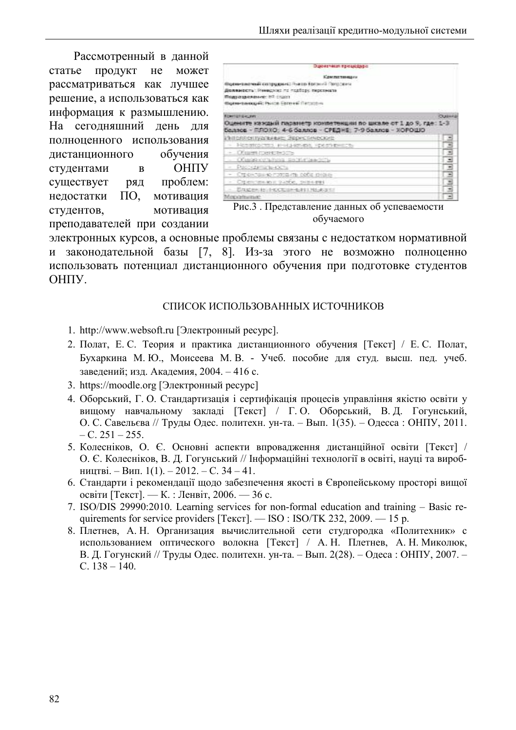Рассмотренный в данной статье продукт не может рассматриваться как лучшее решение, а использоваться как информация к размышлению. На сегодняшний день для полноценного использования дистанционного обучения студентами в ОНПУ существует ряд проблем: недостатки ПО, мотивация студентов, мотивация преподавателей при создании электронных курсов, а основные проблемы связаны с недостатком нормативной и законодательной базы [7, 8]. Из-за этого не возможно полноценно использовать потенциал дистанционного обучения при подготовке студентов ОНПУ.

Рис.3 . Представление данных об успеваемости обучаемого

СПИСОК ИСПОЛЬЗОВАННЫХ ИСТОЧНИКОВ

1. http://www.websoft.ru [Электронный ресурс].
2. Полат, Е. С. Теория и практика дистанционного обучения [Текст] / Е. С. Полат, Бухаркина М. Ю., Моисеева М. В. - Учеб. пособие для студ. высш. пед. учеб. заведений; изд. Академия, 2004. – 416 с.
3. https://moodle.org [Электронный ресурс]
4. Оборський, Г. О. Стандартизація і сертифікація процесів управління якістю освіти у вищому навчальному закладі [Текст] / Г. О. Оборський, В. Д. Гогунський, О. С. Савельєва // Труды Одес. политехн. ун-та. – Вып. 1(35). – Одесса : ОНПУ, 2011. – С. 251 – 255.
5. Колесніков, О. Є. Основні аспекти впровадження дистанційної освіти [Текст] / О. Є. Колесніков, В. Д. Гогунський // Інформаційні технології в освіті, науці та виробництві. – Вип. 1(1). – 2012. – С. 34 – 41.
6. Стандарти і рекомендації щодо забезпечення якості в Європейському просторі вищої освіти [Текст]. — К. : Ленвіт, 2006. — 36 с.
7. ISO/DIS 29990:2010. Learning services for non-formal education and training – Basic requirements for service providers [Текст]. — ISO : ISO/TK 232, 2009. — 15 p.
8. Плетнев, А. Н. Организация вычислительной сети студгородка «Политехник» с использованием оптического волокна [Текст] / А. Н. Плетнев, А. Н. Миколюк, В. Д. Гогунский // Труды Одес. политехн. ун-та. – Вып. 2(28). – Одеса : ОНПУ, 2007. – С. 138 – 140.